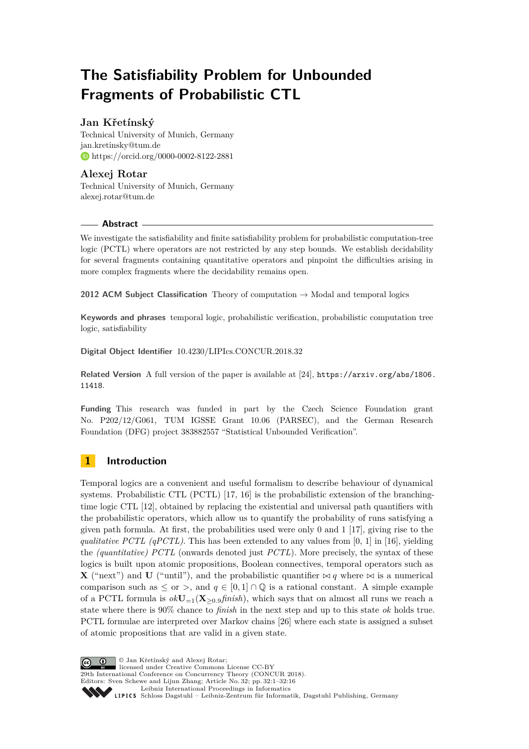# The Satisfiability Problem for Unbounded Fragments of Probabilistic CTL

## Jan Křetínský

Technical University of Munich, Germany
jan.kretinsky@tum.de
https://orcid.org/0000-0002-8122-2881

## Alexej Rotar

Technical University of Munich, Germany
alexej.rotar@tum.de

### Abstract

We investigate the satisfiability and finite satisfiability problem for probabilistic computation-tree logic (PCTL) where operators are not restricted by any step bounds. We establish decidability for several fragments containing quantitative operators and pinpoint the difficulties arising in more complex fragments where the decidability remains open.

**2012 ACM Subject Classification** Theory of computation → Modal and temporal logics

**Keywords and phrases** temporal logic, probabilistic verification, probabilistic computation tree logic, satisfiability

**Digital Object Identifier** 10.4230/LIPIcs.CONCUR.2018.32

**Related Version** A full version of the paper is available at [24], `https://arxiv.org/abs/1806.11418`.

**Funding** This research was funded in part by the Czech Science Foundation grant No. P202/12/G061, TUM IGSSE Grant 10.06 (PARSEC), and the German Research Foundation (DFG) project 383882557 "Statistical Unbounded Verification".

## 1 Introduction

Temporal logics are a convenient and useful formalism to describe behaviour of dynamical systems. Probabilistic CTL (PCTL) [17, 16] is the probabilistic extension of the branching-time logic CTL [12], obtained by replacing the existential and universal path quantifiers with the probabilistic operators, which allow us to quantify the probability of runs satisfying a given path formula. At first, the probabilities used were only 0 and 1 [17], giving rise to the *qualitative PCTL (qPCTL)*. This has been extended to any values from $[0, 1]$ in [16], yielding the *(quantitative) PCTL* (onwards denoted just *PCTL*). More precisely, the syntax of these logics is built upon atomic propositions, Boolean connectives, temporal operators such as $\mathbf{X}$ ("next") and $\mathbf{U}$ ("until"), and the probabilistic quantifier $\bowtie q$ where $\bowtie$ is a numerical comparison such as $\leq$ or $>$, and $q \in [0, 1] \cap \mathbb{Q}$ is a rational constant. A simple example of a PCTL formula is $ok\mathbf{U}_{=1}(\mathbf{X}_{\geq 0.9}finish)$, which says that on almost all runs we reach a state where there is 90% chance to *finish* in the next step and up to this state *ok* holds true. PCTL formulae are interpreted over Markov chains [26] where each state is assigned a subset of atomic propositions that are valid in a given state.

© Jan Křetínský and Alexej Rotar;
licensed under Creative Commons License CC-BY
29th International Conference on Concurrency Theory (CONCUR 2018).
Editors: Sven Schewe and Lijun Zhang; Article No. 32; pp. 32:1–32:16
Leibniz International Proceedings in Informatics
Schloss Dagstuhl – Leibniz-Zentrum für Informatik, Dagstuhl Publishing, Germany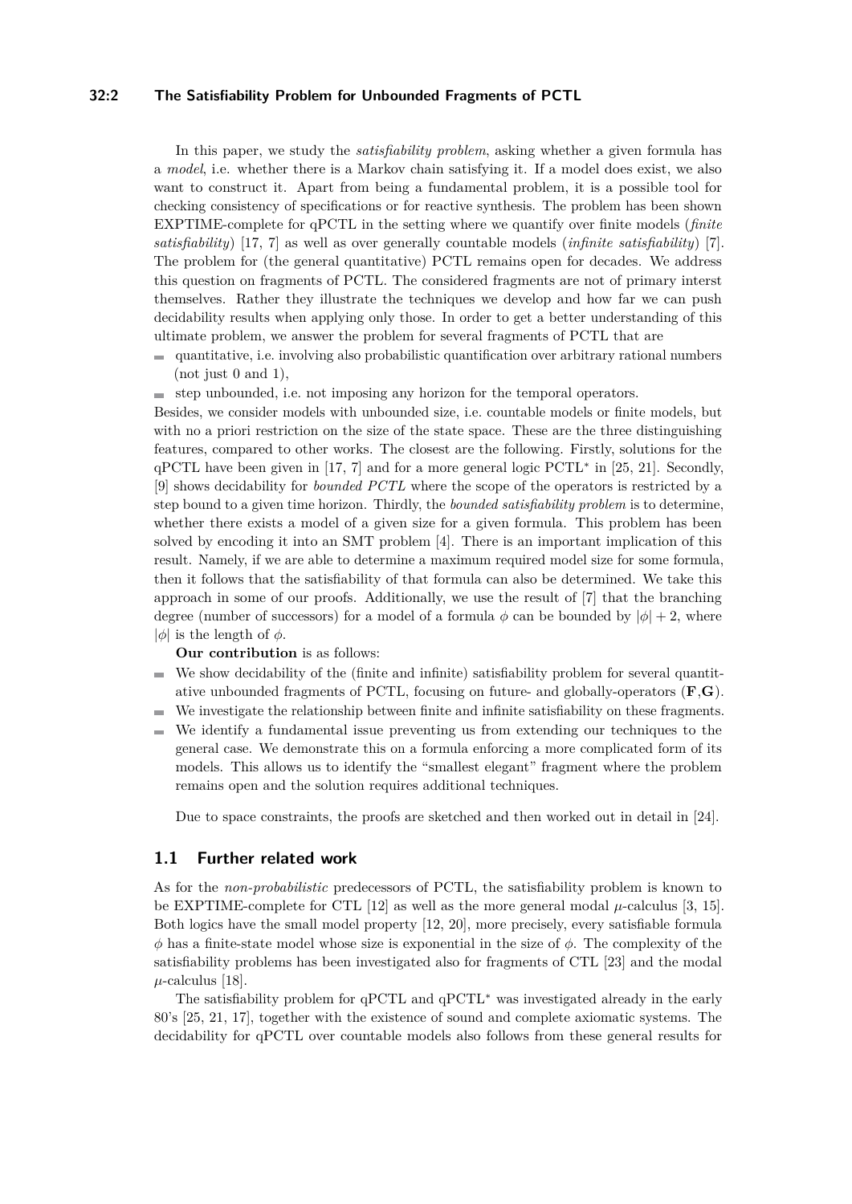In this paper, we study the *satisfiability problem*, asking whether a given formula has a *model*, i.e. whether there is a Markov chain satisfying it. If a model does exist, we also want to construct it. Apart from being a fundamental problem, it is a possible tool for checking consistency of specifications or for reactive synthesis. The problem has been shown EXPTIME-complete for qPCTL in the setting where we quantify over finite models (*finite satisfiability*) [17, 7] as well as over generally countable models (*infinite satisfiability*) [7]. The problem for (the general quantitative) PCTL remains open for decades. We address this question on fragments of PCTL. The considered fragments are not of primary interst themselves. Rather they illustrate the techniques we develop and how far we can push decidability results when applying only those. In order to get a better understanding of this ultimate problem, we answer the problem for several fragments of PCTL that are

- quantitative, i.e. involving also probabilistic quantification over arbitrary rational numbers (not just 0 and 1),
- step unbounded, i.e. not imposing any horizon for the temporal operators.

Besides, we consider models with unbounded size, i.e. countable models or finite models, but with no a priori restriction on the size of the state space. These are the three distinguishing features, compared to other works. The closest are the following. Firstly, solutions for the qPCTL have been given in [17, 7] and for a more general logic PCTL$^*$ in [25, 21]. Secondly, [9] shows decidability for *bounded PCTL* where the scope of the operators is restricted by a step bound to a given time horizon. Thirdly, the *bounded satisfiability problem* is to determine, whether there exists a model of a given size for a given formula. This problem has been solved by encoding it into an SMT problem [4]. There is an important implication of this result. Namely, if we are able to determine a maximum required model size for some formula, then it follows that the satisfiability of that formula can also be determined. We take this approach in some of our proofs. Additionally, we use the result of [7] that the branching degree (number of successors) for a model of a formula $\phi$ can be bounded by $|\phi| + 2$, where $|\phi|$ is the length of $\phi$.

**Our contribution** is as follows:

- We show decidability of the (finite and infinite) satisfiability problem for several quantitative unbounded fragments of PCTL, focusing on future- and globally-operators (**F**,**G**).
- We investigate the relationship between finite and infinite satisfiability on these fragments.
- We identify a fundamental issue preventing us from extending our techniques to the general case. We demonstrate this on a formula enforcing a more complicated form of its models. This allows us to identify the "smallest elegant" fragment where the problem remains open and the solution requires additional techniques.

Due to space constraints, the proofs are sketched and then worked out in detail in [24].

## 1.1 Further related work

As for the *non-probabilistic* predecessors of PCTL, the satisfiability problem is known to be EXPTIME-complete for CTL [12] as well as the more general modal $\mu$-calculus [3, 15]. Both logics have the small model property [12, 20], more precisely, every satisfiable formula $\phi$ has a finite-state model whose size is exponential in the size of $\phi$. The complexity of the satisfiability problems has been investigated also for fragments of CTL [23] and the modal $\mu$-calculus [18].

The satisfiability problem for qPCTL and qPCTL$^*$ was investigated already in the early 80's [25, 21, 17], together with the existence of sound and complete axiomatic systems. The decidability for qPCTL over countable models also follows from these general results for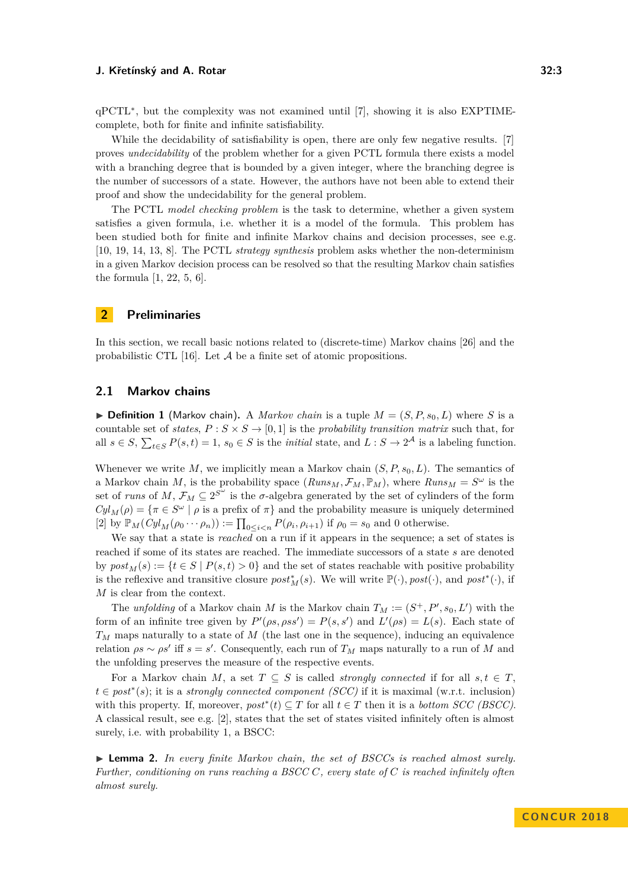qPCTL*, but the complexity was not examined until [7], showing it is also EXPTIME-complete, both for finite and infinite satisfiability.

While the decidability of satisfiability is open, there are only few negative results. [7] proves *undecidability* of the problem whether for a given PCTL formula there exists a model with a branching degree that is bounded by a given integer, where the branching degree is the number of successors of a state. However, the authors have not been able to extend their proof and show the undecidability for the general problem.

The PCTL *model checking problem* is the task to determine, whether a given system satisfies a given formula, i.e. whether it is a model of the formula. This problem has been studied both for finite and infinite Markov chains and decision processes, see e.g. [10, 19, 14, 13, 8]. The PCTL *strategy synthesis* problem asks whether the non-determinism in a given Markov decision process can be resolved so that the resulting Markov chain satisfies the formula [1, 22, 5, 6].

## 2 Preliminaries

In this section, we recall basic notions related to (discrete-time) Markov chains [26] and the probabilistic CTL [16]. Let $\mathcal{A}$ be a finite set of atomic propositions.

### 2.1 Markov chains

▶ **Definition 1** (Markov chain). A *Markov chain* is a tuple $M = (S, P, s_0, L)$ where $S$ is a countable set of *states*, $P : S \times S \to [0, 1]$ is the *probability transition matrix* such that, for all $s \in S$, $\sum_{t \in S} P(s, t) = 1$, $s_0 \in S$ is the *initial* state, and $L : S \to 2^{\mathcal{A}}$ is a labeling function.

Whenever we write $M$, we implicitly mean a Markov chain $(S, P, s_0, L)$. The semantics of a Markov chain $M$, is the probability space $(\mathit{Runs}_M, \mathcal{F}_M, \mathbb{P}_M)$, where $\mathit{Runs}_M = S^\omega$ is the set of *runs* of $M$, $\mathcal{F}_M \subseteq 2^{S^\omega}$ is the $\sigma$-algebra generated by the set of cylinders of the form $\mathit{Cyl}_M(\rho) = \{\pi \in S^\omega \mid \rho \text{ is a prefix of } \pi\}$ and the probability measure is uniquely determined [2] by $\mathbb{P}_M(\mathit{Cyl}_M(\rho_0 \cdots \rho_n)) := \prod_{0 \le i < n} P(\rho_i, \rho_{i+1})$ if $\rho_0 = s_0$ and 0 otherwise.

We say that a state is *reached* on a run if it appears in the sequence; a set of states is reached if some of its states are reached. The immediate successors of a state $s$ are denoted by $\mathit{post}_M(s) := \{t \in S \mid P(s, t) > 0\}$ and the set of states reachable with positive probability is the reflexive and transitive closure $\mathit{post}^*_M(s)$. We will write $\mathbb{P}(\cdot)$, $\mathit{post}(\cdot)$, and $\mathit{post}^*(\cdot)$, if $M$ is clear from the context.

The *unfolding* of a Markov chain $M$ is the Markov chain $T_M := (S^+, P', s_0, L')$ with the form of an infinite tree given by $P'(\rho s, \rho s s') = P(s, s')$ and $L'(\rho s) = L(s)$. Each state of $T_M$ maps naturally to a state of $M$ (the last one in the sequence), inducing an equivalence relation $\rho s \sim \rho s'$ iff $s = s'$. Consequently, each run of $T_M$ maps naturally to a run of $M$ and the unfolding preserves the measure of the respective events.

For a Markov chain $M$, a set $T \subseteq S$ is called *strongly connected* if for all $s, t \in T$, $t \in \mathit{post}^*(s)$; it is a *strongly connected component (SCC)* if it is maximal (w.r.t. inclusion) with this property. If, moreover, $\mathit{post}^*(t) \subseteq T$ for all $t \in T$ then it is a *bottom SCC (BSCC)*. A classical result, see e.g. [2], states that the set of states visited infinitely often is almost surely, i.e. with probability 1, a BSCC:

▶ **Lemma 2.** *In every finite Markov chain, the set of BSCCs is reached almost surely. Further, conditioning on runs reaching a BSCC $C$, every state of $C$ is reached infinitely often almost surely.*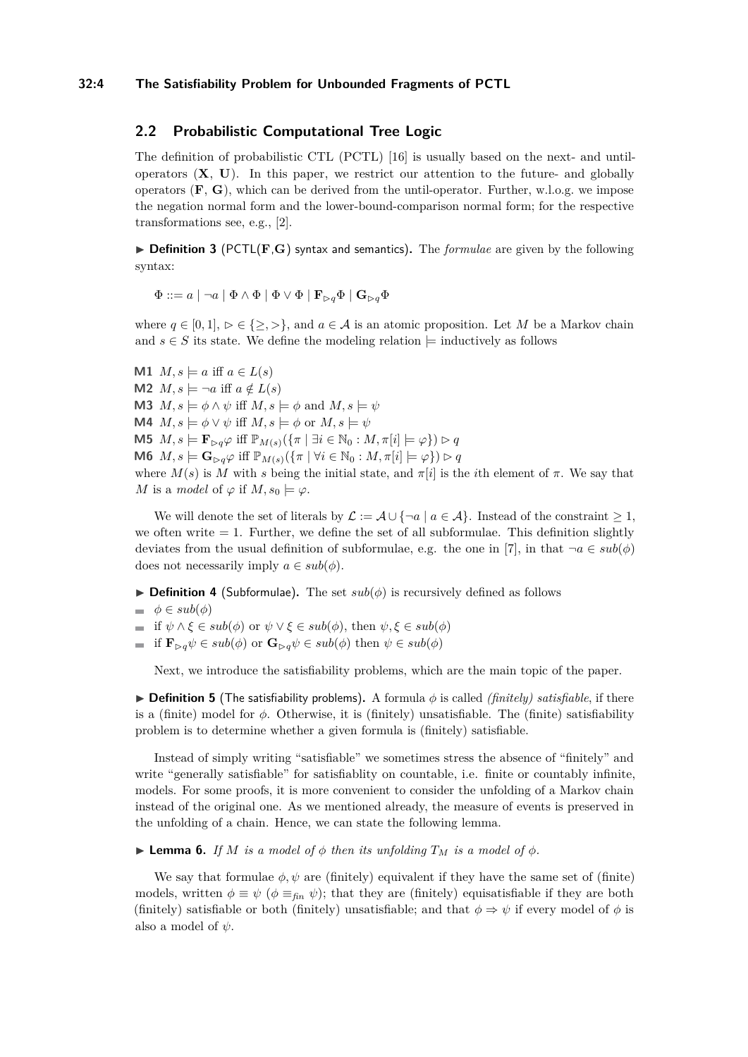## 2.2 Probabilistic Computational Tree Logic

The definition of probabilistic CTL (PCTL) [16] is usually based on the next- and until-operators ($\mathbf{X}$, $\mathbf{U}$). In this paper, we restrict our attention to the future- and globally operators ($\mathbf{F}$, $\mathbf{G}$), which can be derived from the until-operator. Further, w.l.o.g. we impose the negation normal form and the lower-bound-comparison normal form; for the respective transformations see, e.g., [2].

▶ **Definition 3** (PCTL($\mathbf{F}$,$\mathbf{G}$) syntax and semantics)**.** The *formulae* are given by the following syntax:

$$\Phi ::= a \mid \neg a \mid \Phi \wedge \Phi \mid \Phi \vee \Phi \mid \mathbf{F}_{\rhd q}\Phi \mid \mathbf{G}_{\rhd q}\Phi$$

where $q \in [0,1]$, $\rhd \in \{\geq, >\}$, and $a \in \mathcal{A}$ is an atomic proposition. Let $M$ be a Markov chain and $s \in S$ its state. We define the modeling relation $\models$ inductively as follows

**M1** $M, s \models a$ iff $a \in L(s)$
**M2** $M, s \models \neg a$ iff $a \notin L(s)$
**M3** $M, s \models \phi \wedge \psi$ iff $M, s \models \phi$ and $M, s \models \psi$
**M4** $M, s \models \phi \vee \psi$ iff $M, s \models \phi$ or $M, s \models \psi$
**M5** $M, s \models \mathbf{F}_{\rhd q}\varphi$ iff $\mathbb{P}_{M(s)}(\{\pi \mid \exists i \in \mathbb{N}_0 : M, \pi[i] \models \varphi\}) \rhd q$
**M6** $M, s \models \mathbf{G}_{\rhd q}\varphi$ iff $\mathbb{P}_{M(s)}(\{\pi \mid \forall i \in \mathbb{N}_0 : M, \pi[i] \models \varphi\}) \rhd q$
where $M(s)$ is $M$ with $s$ being the initial state, and $\pi[i]$ is the $i$th element of $\pi$. We say that $M$ is a *model* of $\varphi$ if $M, s_0 \models \varphi$.

We will denote the set of literals by $\mathcal{L} := \mathcal{A} \cup \{\neg a \mid a \in \mathcal{A}\}$. Instead of the constraint $\geq 1$, we often write $= 1$. Further, we define the set of all subformulae. This definition slightly deviates from the usual definition of subformulae, e.g. the one in [7], in that $\neg a \in sub(\phi)$ does not necessarily imply $a \in sub(\phi)$.

▶ **Definition 4** (Subformulae)**.** The set $sub(\phi)$ is recursively defined as follows

- $\phi \in sub(\phi)$
- if $\psi \wedge \xi \in sub(\phi)$ or $\psi \vee \xi \in sub(\phi)$, then $\psi, \xi \in sub(\phi)$
- if $\mathbf{F}_{\rhd q}\psi \in sub(\phi)$ or $\mathbf{G}_{\rhd q}\psi \in sub(\phi)$ then $\psi \in sub(\phi)$

Next, we introduce the satisfiability problems, which are the main topic of the paper.

▶ **Definition 5** (The satisfiability problems)**.** A formula $\phi$ is called *(finitely) satisfiable*, if there is a (finite) model for $\phi$. Otherwise, it is (finitely) unsatisfiable. The (finite) satisfiability problem is to determine whether a given formula is (finitely) satisfiable.

Instead of simply writing "satisfiable" we sometimes stress the absence of "finitely" and write "generally satisfiable" for satisfiablity on countable, i.e. finite or countably infinite, models. For some proofs, it is more convenient to consider the unfolding of a Markov chain instead of the original one. As we mentioned already, the measure of events is preserved in the unfolding of a chain. Hence, we can state the following lemma.

▶ **Lemma 6.** *If $M$ is a model of $\phi$ then its unfolding $T_M$ is a model of $\phi$.*

We say that formulae $\phi, \psi$ are (finitely) equivalent if they have the same set of (finite) models, written $\phi \equiv \psi$ ($\phi \equiv_{fin} \psi$); that they are (finitely) equisatisfiable if they are both (finitely) satisfiable or both (finitely) unsatisfiable; and that $\phi \Rightarrow \psi$ if every model of $\phi$ is also a model of $\psi$.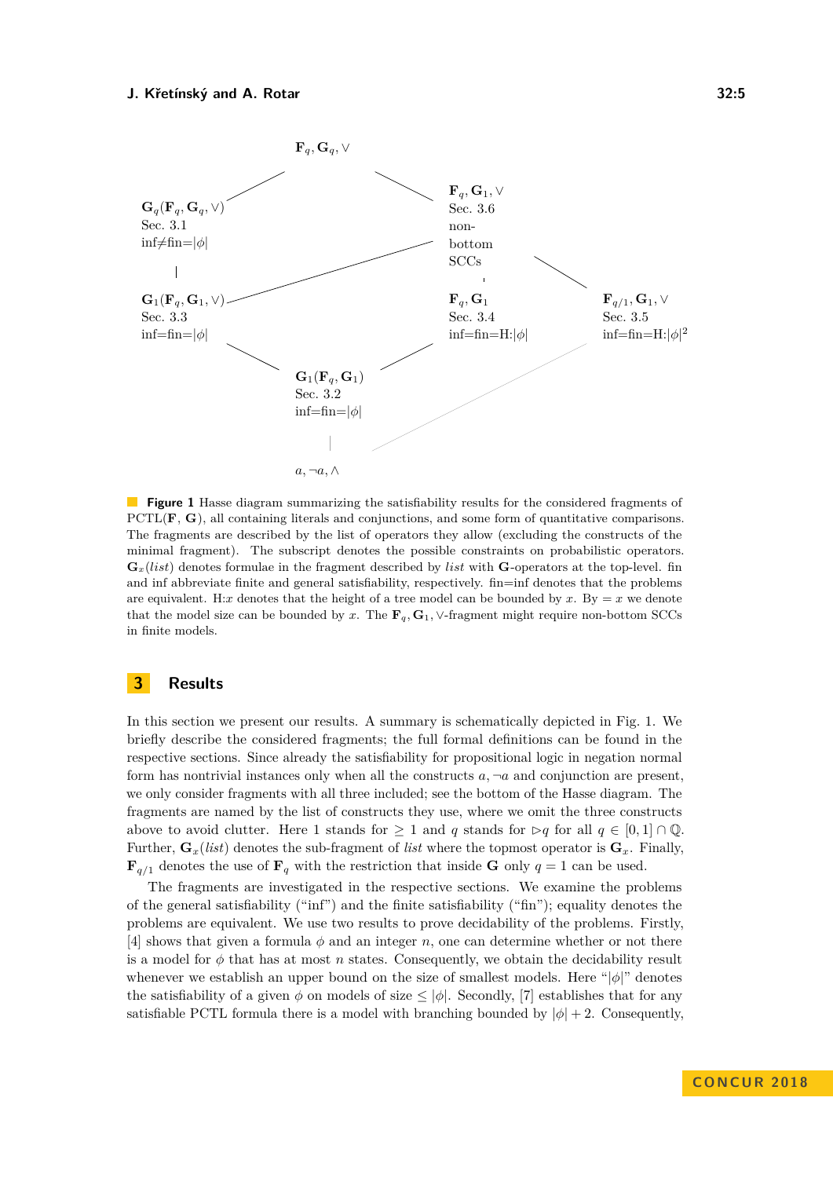$\mathbf{F}_q, \mathbf{G}_q, \vee$

$\mathbf{G}_q(\mathbf{F}_q, \mathbf{G}_q, \vee)$
Sec. 3.1
inf≠fin=$|\phi|$

$\mathbf{F}_q, \mathbf{G}_1, \vee$
Sec. 3.6
non-bottom SCCs

$\mathbf{G}_1(\mathbf{F}_q, \mathbf{G}_1, \vee)$
Sec. 3.3
inf=fin=$|\phi|$

$\mathbf{F}_q, \mathbf{G}_1$
Sec. 3.4
inf=fin=H:$|\phi|$

$\mathbf{F}_{q/1}, \mathbf{G}_1, \vee$
Sec. 3.5
inf=fin=H:$|\phi|^2$

$\mathbf{G}_1(\mathbf{F}_q, \mathbf{G}_1)$
Sec. 3.2
inf=fin=$|\phi|$

$a, \neg a, \wedge$

**Figure 1** Hasse diagram summarizing the satisfiability results for the considered fragments of PCTL($\mathbf{F}$, $\mathbf{G}$), all containing literals and conjunctions, and some form of quantitative comparisons. The fragments are described by the list of operators they allow (excluding the constructs of the minimal fragment). The subscript denotes the possible constraints on probabilistic operators. $\mathbf{G}_x$(*list*) denotes formulae in the fragment described by *list* with $\mathbf{G}$-operators at the top-level. fin and inf abbreviate finite and general satisfiability, respectively. fin=inf denotes that the problems are equivalent. H:$x$ denotes that the height of a tree model can be bounded by $x$. By $= x$ we denote that the model size can be bounded by $x$. The $\mathbf{F}_q, \mathbf{G}_1, \vee$-fragment might require non-bottom SCCs in finite models.

# 3 Results

In this section we present our results. A summary is schematically depicted in Fig. 1. We briefly describe the considered fragments; the full formal definitions can be found in the respective sections. Since already the satisfiability for propositional logic in negation normal form has nontrivial instances only when all the constructs $a, \neg a$ and conjunction are present, we only consider fragments with all three included; see the bottom of the Hasse diagram. The fragments are named by the list of constructs they use, where we omit the three constructs above to avoid clutter. Here 1 stands for $\geq 1$ and $q$ stands for $\trianglerighteq q$ for all $q \in [0,1] \cap \mathbb{Q}$. Further, $\mathbf{G}_x$(*list*) denotes the sub-fragment of *list* where the topmost operator is $\mathbf{G}_x$. Finally, $\mathbf{F}_{q/1}$ denotes the use of $\mathbf{F}_q$ with the restriction that inside $\mathbf{G}$ only $q = 1$ can be used.

The fragments are investigated in the respective sections. We examine the problems of the general satisfiability ("inf") and the finite satisfiability ("fin"); equality denotes the problems are equivalent. We use two results to prove decidability of the problems. Firstly, [4] shows that given a formula $\phi$ and an integer $n$, one can determine whether or not there is a model for $\phi$ that has at most $n$ states. Consequently, we obtain the decidability result whenever we establish an upper bound on the size of smallest models. Here "$|\phi|$" denotes the satisfiability of a given $\phi$ on models of size $\leq |\phi|$. Secondly, [7] establishes that for any satisfiable PCTL formula there is a model with branching bounded by $|\phi| + 2$. Consequently,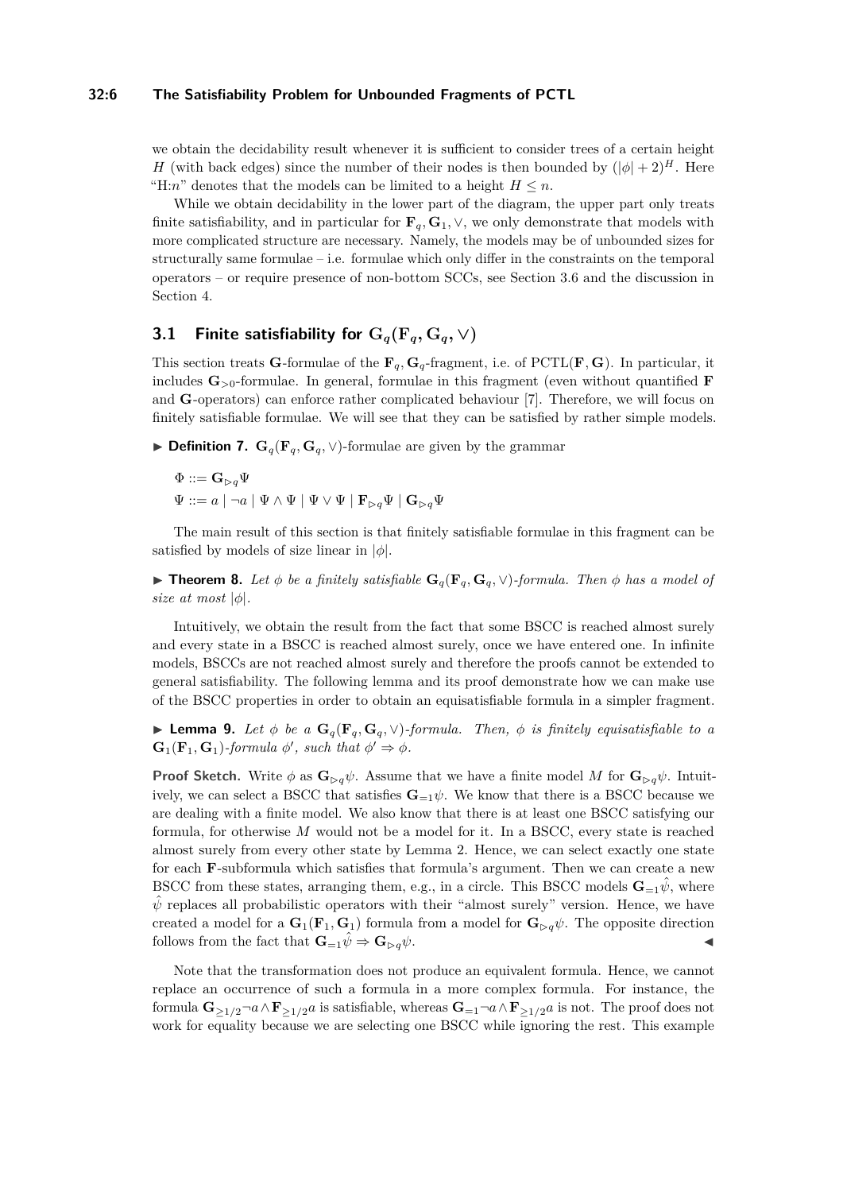we obtain the decidability result whenever it is sufficient to consider trees of a certain height $H$ (with back edges) since the number of their nodes is then bounded by $(|\phi|+2)^H$. Here "H:$n$" denotes that the models can be limited to a height $H \leq n$.

While we obtain decidability in the lower part of the diagram, the upper part only treats finite satisfiability, and in particular for $\mathbf{F}_q, \mathbf{G}_1, \vee$, we only demonstrate that models with more complicated structure are necessary. Namely, the models may be of unbounded sizes for structurally same formulae – i.e. formulae which only differ in the constraints on the temporal operators – or require presence of non-bottom SCCs, see Section 3.6 and the discussion in Section 4.

## 3.1 Finite satisfiability for $\mathbf{G}_q(\mathbf{F}_q, \mathbf{G}_q, \vee)$

This section treats $\mathbf{G}$-formulae of the $\mathbf{F}_q, \mathbf{G}_q$-fragment, i.e. of PCTL($\mathbf{F}, \mathbf{G}$). In particular, it includes $\mathbf{G}_{>0}$-formulae. In general, formulae in this fragment (even without quantified $\mathbf{F}$ and $\mathbf{G}$-operators) can enforce rather complicated behaviour [7]. Therefore, we will focus on finitely satisfiable formulae. We will see that they can be satisfied by rather simple models.

**Definition 7.** $\mathbf{G}_q(\mathbf{F}_q, \mathbf{G}_q, \vee)$-formulae are given by the grammar

$$\Phi ::= \mathbf{G}_{\triangleright q}\Psi$$
$$\Psi ::= a \mid \neg a \mid \Psi \wedge \Psi \mid \Psi \vee \Psi \mid \mathbf{F}_{\triangleright q}\Psi \mid \mathbf{G}_{\triangleright q}\Psi$$

The main result of this section is that finitely satisfiable formulae in this fragment can be satisfied by models of size linear in $|\phi|$.

**Theorem 8.** *Let $\phi$ be a finitely satisfiable $\mathbf{G}_q(\mathbf{F}_q, \mathbf{G}_q, \vee)$-formula. Then $\phi$ has a model of size at most $|\phi|$.*

Intuitively, we obtain the result from the fact that some BSCC is reached almost surely and every state in a BSCC is reached almost surely, once we have entered one. In infinite models, BSCCs are not reached almost surely and therefore the proofs cannot be extended to general satisfiability. The following lemma and its proof demonstrate how we can make use of the BSCC properties in order to obtain an equisatisfiable formula in a simpler fragment.

**Lemma 9.** *Let $\phi$ be a $\mathbf{G}_q(\mathbf{F}_q, \mathbf{G}_q, \vee)$-formula. Then, $\phi$ is finitely equisatisfiable to a $\mathbf{G}_1(\mathbf{F}_1, \mathbf{G}_1)$-formula $\phi'$, such that $\phi' \Rightarrow \phi$.*

**Proof Sketch.** Write $\phi$ as $\mathbf{G}_{\triangleright q}\psi$. Assume that we have a finite model $M$ for $\mathbf{G}_{\triangleright q}\psi$. Intuitively, we can select a BSCC that satisfies $\mathbf{G}_{=1}\psi$. We know that there is a BSCC because we are dealing with a finite model. We also know that there is at least one BSCC satisfying our formula, for otherwise $M$ would not be a model for it. In a BSCC, every state is reached almost surely from every other state by Lemma 2. Hence, we can select exactly one state for each $\mathbf{F}$-subformula which satisfies that formula's argument. Then we can create a new BSCC from these states, arranging them, e.g., in a circle. This BSCC models $\mathbf{G}_{=1}\hat{\psi}$, where $\hat{\psi}$ replaces all probabilistic operators with their "almost surely" version. Hence, we have created a model for a $\mathbf{G}_1(\mathbf{F}_1, \mathbf{G}_1)$ formula from a model for $\mathbf{G}_{\triangleright q}\psi$. The opposite direction follows from the fact that $\mathbf{G}_{=1}\hat{\psi} \Rightarrow \mathbf{G}_{\triangleright q}\psi$. ◀

Note that the transformation does not produce an equivalent formula. Hence, we cannot replace an occurrence of such a formula in a more complex formula. For instance, the formula $\mathbf{G}_{\geq 1/2}\neg a \wedge \mathbf{F}_{\geq 1/2}a$ is satisfiable, whereas $\mathbf{G}_{=1}\neg a \wedge \mathbf{F}_{\geq 1/2}a$ is not. The proof does not work for equality because we are selecting one BSCC while ignoring the rest. This example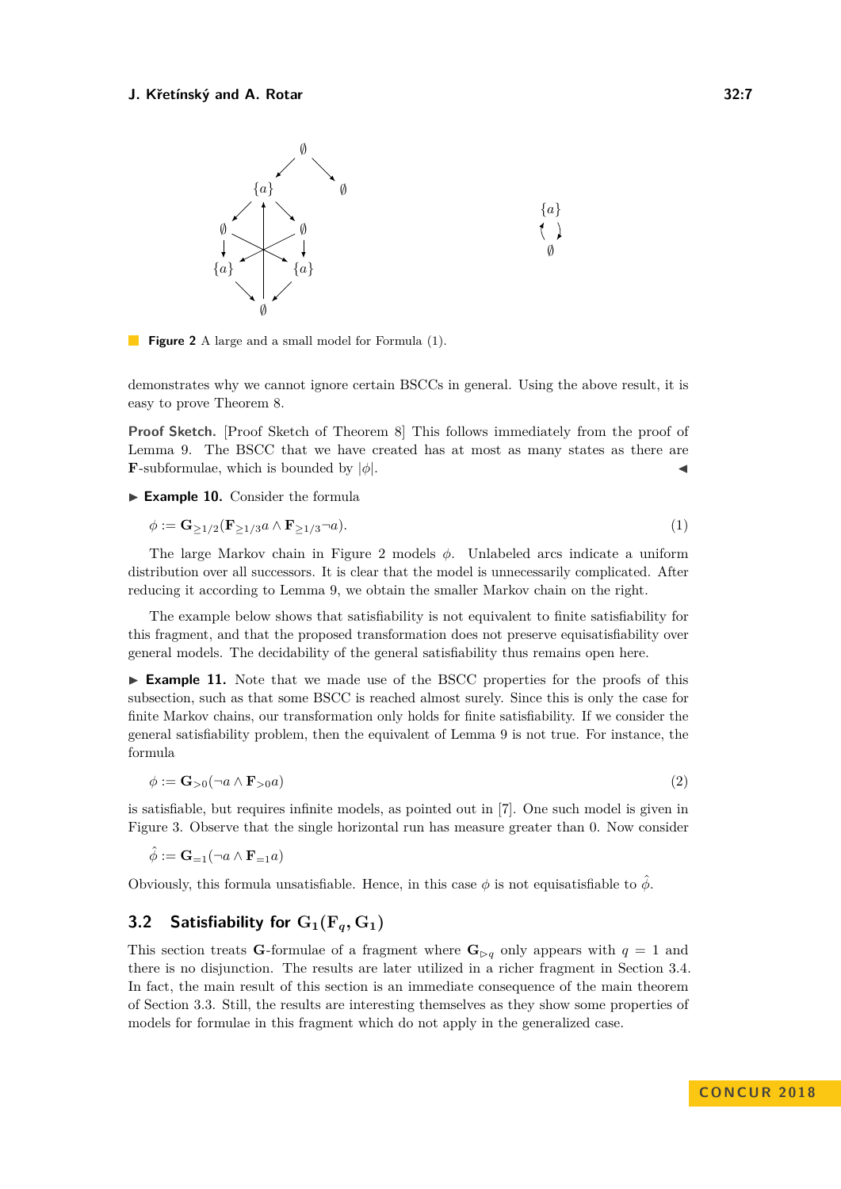∅

{a}    ∅

∅    ∅

{a}    {a}

∅

{a}

∅

**Figure 2** A large and a small model for Formula (1).

demonstrates why we cannot ignore certain BSCCs in general. Using the above result, it is easy to prove Theorem 8.

**Proof Sketch.** [Proof Sketch of Theorem 8] This follows immediately from the proof of Lemma 9. The BSCC that we have created has at most as many states as there are $\mathbf{F}$-subformulae, which is bounded by $|\phi|$. ◀

▶ **Example 10.** Consider the formula

$$\phi := \mathbf{G}_{\geq 1/2}(\mathbf{F}_{\geq 1/3} a \wedge \mathbf{F}_{\geq 1/3} \neg a). \tag{1}$$

The large Markov chain in Figure 2 models $\phi$. Unlabeled arcs indicate a uniform distribution over all successors. It is clear that the model is unnecessarily complicated. After reducing it according to Lemma 9, we obtain the smaller Markov chain on the right.

The example below shows that satisfiability is not equivalent to finite satisfiability for this fragment, and that the proposed transformation does not preserve equisatisfiability over general models. The decidability of the general satisfiability thus remains open here.

▶ **Example 11.** Note that we made use of the BSCC properties for the proofs of this subsection, such as that some BSCC is reached almost surely. Since this is only the case for finite Markov chains, our transformation only holds for finite satisfiability. If we consider the general satisfiability problem, then the equivalent of Lemma 9 is not true. For instance, the formula

$$\phi := \mathbf{G}_{>0}(\neg a \wedge \mathbf{F}_{>0} a) \tag{2}$$

is satisfiable, but requires infinite models, as pointed out in [7]. One such model is given in Figure 3. Observe that the single horizontal run has measure greater than 0. Now consider

$$\hat{\phi} := \mathbf{G}_{=1}(\neg a \wedge \mathbf{F}_{=1} a)$$

Obviously, this formula unsatisfiable. Hence, in this case $\phi$ is not equisatisfiable to $\hat{\phi}$.

## 3.2 Satisfiability for $\mathbf{G_1}(\mathbf{F_q}, \mathbf{G_1})$

This section treats $\mathbf{G}$-formulae of a fragment where $\mathbf{G}_{\triangleright q}$ only appears with $q = 1$ and there is no disjunction. The results are later utilized in a richer fragment in Section 3.4. In fact, the main result of this section is an immediate consequence of the main theorem of Section 3.3. Still, the results are interesting themselves as they show some properties of models for formulae in this fragment which do not apply in the generalized case.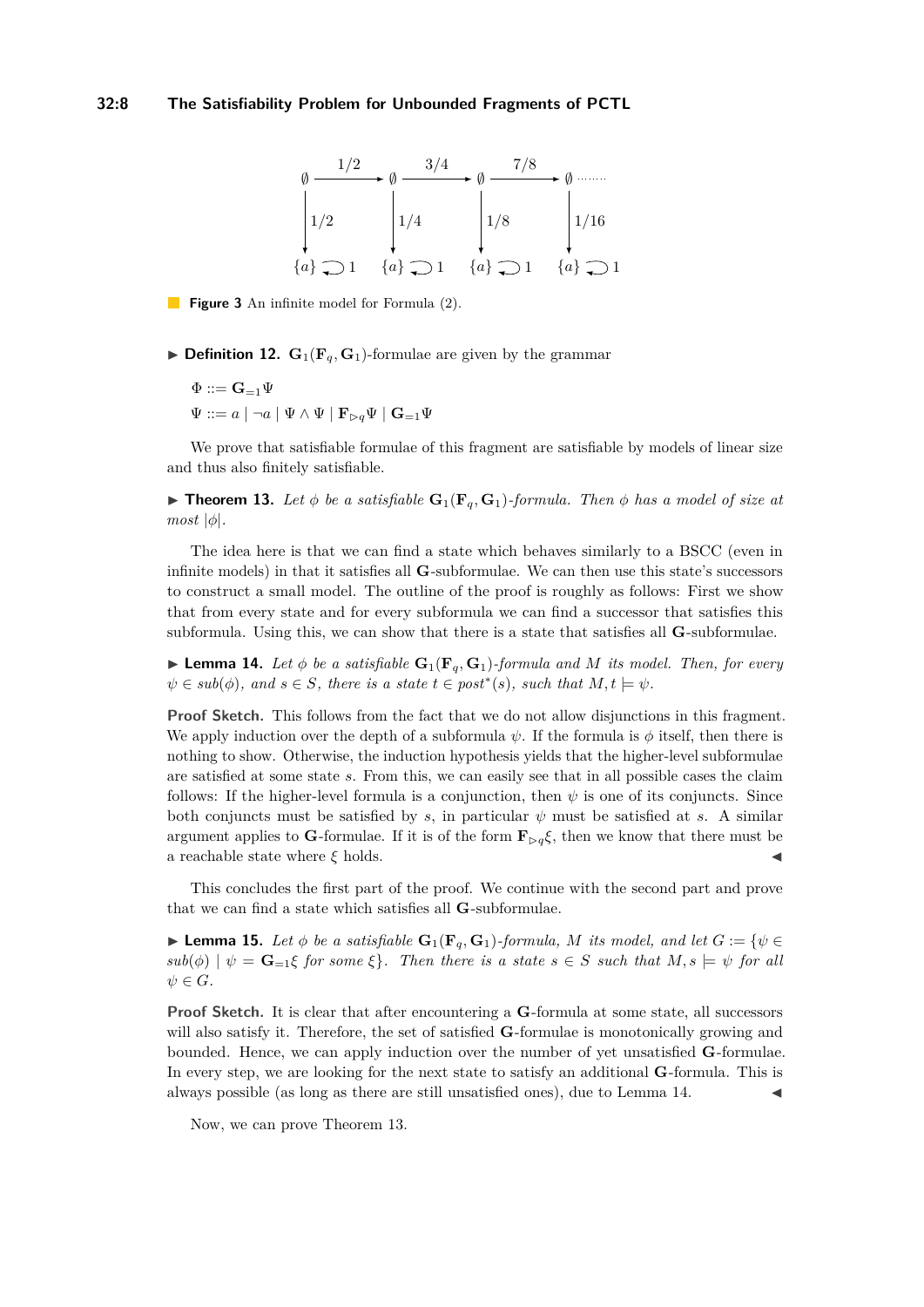∅ 1/2 ∅ 3/4 ∅ 7/8 ∅ ........

1/2 1/4 1/8 1/16

$\{a\}$ 1 $\{a\}$ 1 $\{a\}$ 1 $\{a\}$ 1

**Figure 3** An infinite model for Formula (2).

▶ **Definition 12.** $\mathbf{G}_1(\mathbf{F}_q, \mathbf{G}_1)$-formulae are given by the grammar

$$\Phi ::= \mathbf{G}_{=1}\Psi$$

$$\Psi ::= a \mid \neg a \mid \Psi \wedge \Psi \mid \mathbf{F}_{\rhd q}\Psi \mid \mathbf{G}_{=1}\Psi$$

We prove that satisfiable formulae of this fragment are satisfiable by models of linear size and thus also finitely satisfiable.

▶ **Theorem 13.** *Let $\phi$ be a satisfiable $\mathbf{G}_1(\mathbf{F}_q, \mathbf{G}_1)$-formula. Then $\phi$ has a model of size at most $|\phi|$.*

The idea here is that we can find a state which behaves similarly to a BSCC (even in infinite models) in that it satisfies all **G**-subformulae. We can then use this state's successors to construct a small model. The outline of the proof is roughly as follows: First we show that from every state and for every subformula we can find a successor that satisfies this subformula. Using this, we can show that there is a state that satisfies all **G**-subformulae.

▶ **Lemma 14.** *Let $\phi$ be a satisfiable $\mathbf{G}_1(\mathbf{F}_q, \mathbf{G}_1)$-formula and $M$ its model. Then, for every $\psi \in sub(\phi)$, and $s \in S$, there is a state $t \in post^*(s)$, such that $M, t \models \psi$.*

**Proof Sketch.** This follows from the fact that we do not allow disjunctions in this fragment. We apply induction over the depth of a subformula $\psi$. If the formula is $\phi$ itself, then there is nothing to show. Otherwise, the induction hypothesis yields that the higher-level subformulae are satisfied at some state $s$. From this, we can easily see that in all possible cases the claim follows: If the higher-level formula is a conjunction, then $\psi$ is one of its conjuncts. Since both conjuncts must be satisfied by $s$, in particular $\psi$ must be satisfied at $s$. A similar argument applies to **G**-formulae. If it is of the form $\mathbf{F}_{\rhd q}\xi$, then we know that there must be a reachable state where $\xi$ holds. ◀

This concludes the first part of the proof. We continue with the second part and prove that we can find a state which satisfies all **G**-subformulae.

▶ **Lemma 15.** *Let $\phi$ be a satisfiable $\mathbf{G}_1(\mathbf{F}_q, \mathbf{G}_1)$-formula, $M$ its model, and let $G := \{\psi \in sub(\phi) \mid \psi = \mathbf{G}_{=1}\xi$ for some $\xi\}$. Then there is a state $s \in S$ such that $M, s \models \psi$ for all $\psi \in G$.*

**Proof Sketch.** It is clear that after encountering a **G**-formula at some state, all successors will also satisfy it. Therefore, the set of satisfied **G**-formulae is monotonically growing and bounded. Hence, we can apply induction over the number of yet unsatisfied **G**-formulae. In every step, we are looking for the next state to satisfy an additional **G**-formula. This is always possible (as long as there are still unsatisfied ones), due to Lemma 14. ◀

Now, we can prove Theorem 13.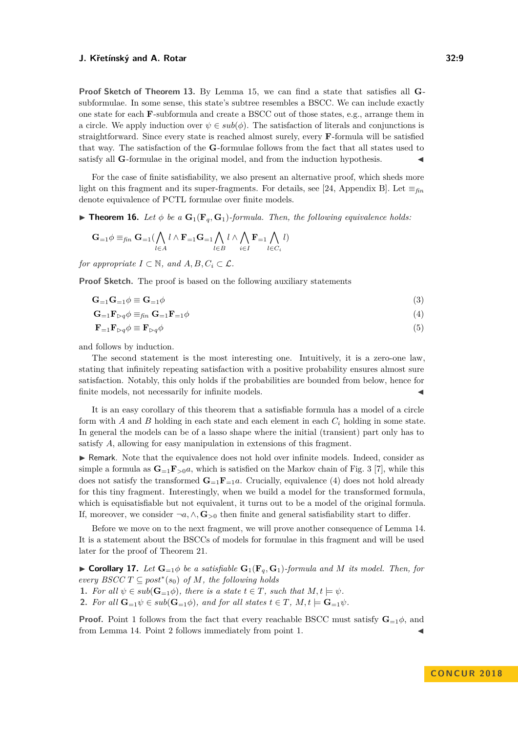**Proof Sketch of Theorem 13.** By Lemma 15, we can find a state that satisfies all $\mathbf{G}$-subformulae. In some sense, this state's subtree resembles a BSCC. We can include exactly one state for each $\mathbf{F}$-subformula and create a BSCC out of those states, e.g., arrange them in a circle. We apply induction over $\psi \in sub(\phi)$. The satisfaction of literals and conjunctions is straightforward. Since every state is reached almost surely, every $\mathbf{F}$-formula will be satisfied that way. The satisfaction of the $\mathbf{G}$-formulae follows from the fact that all states used to satisfy all $\mathbf{G}$-formulae in the original model, and from the induction hypothesis. ◀

For the case of finite satisfiability, we also present an alternative proof, which sheds more light on this fragment and its super-fragments. For details, see [24, Appendix B]. Let $\equiv_{fin}$ denote equivalence of PCTL formulae over finite models.

▶ **Theorem 16.** *Let $\phi$ be a $\mathbf{G}_1(\mathbf{F}_q, \mathbf{G}_1)$-formula. Then, the following equivalence holds:*

$$\mathbf{G}_{=1}\phi \equiv_{fin} \mathbf{G}_{=1}(\bigwedge_{l\in A} l \wedge \mathbf{F}_{=1}\mathbf{G}_{=1}\bigwedge_{l\in B} l \wedge \bigwedge_{i\in I} \mathbf{F}_{=1}\bigwedge_{l\in C_i} l)$$

*for appropriate $I \subset \mathbb{N}$, and $A, B, C_i \subset \mathcal{L}$.*

**Proof Sketch.** The proof is based on the following auxiliary statements

$$\mathbf{G}_{=1}\mathbf{G}_{=1}\phi \equiv \mathbf{G}_{=1}\phi \tag{3}$$

$$\mathbf{G}_{=1}\mathbf{F}_{\triangleright q}\phi \equiv_{fin} \mathbf{G}_{=1}\mathbf{F}_{=1}\phi \tag{4}$$

$$\mathbf{F}_{=1}\mathbf{F}_{\triangleright q}\phi \equiv \mathbf{F}_{\triangleright q}\phi \tag{5}$$

and follows by induction.

The second statement is the most interesting one. Intuitively, it is a zero-one law, stating that infinitely repeating satisfaction with a positive probability ensures almost sure satisfaction. Notably, this only holds if the probabilities are bounded from below, hence for finite models, not necessarily for infinite models. ◀

It is an easy corollary of this theorem that a satisfiable formula has a model of a circle form with $A$ and $B$ holding in each state and each element in each $C_i$ holding in some state. In general the models can be of a lasso shape where the initial (transient) part only has to satisfy $A$, allowing for easy manipulation in extensions of this fragment.

▶ Remark. Note that the equivalence does not hold over infinite models. Indeed, consider as simple a formula as $\mathbf{G}_{=1}\mathbf{F}_{>0}a$, which is satisfied on the Markov chain of Fig. 3 [7], while this does not satisfy the transformed $\mathbf{G}_{=1}\mathbf{F}_{=1}a$. Crucially, equivalence (4) does not hold already for this tiny fragment. Interestingly, when we build a model for the transformed formula, which is equisatisfiable but not equivalent, it turns out to be a model of the original formula. If, moreover, we consider $\neg a, \wedge, \mathbf{G}_{>0}$ then finite and general satisfiability start to differ.

Before we move on to the next fragment, we will prove another consequence of Lemma 14. It is a statement about the BSCCs of models for formulae in this fragment and will be used later for the proof of Theorem 21.

▶ **Corollary 17.** *Let $\mathbf{G}_{=1}\phi$ be a satisfiable $\mathbf{G}_1(\mathbf{F}_q, \mathbf{G}_1)$-formula and $M$ its model. Then, for every BSCC $T \subseteq post^*(s_0)$ of $M$, the following holds*

1. *For all $\psi \in sub(\mathbf{G}_{=1}\phi)$, there is a state $t \in T$, such that $M, t \models \psi$.*
2. *For all $\mathbf{G}_{=1}\psi \in sub(\mathbf{G}_{=1}\phi)$, and for all states $t \in T$, $M, t \models \mathbf{G}_{=1}\psi$.*

**Proof.** Point 1 follows from the fact that every reachable BSCC must satisfy $\mathbf{G}_{=1}\phi$, and from Lemma 14. Point 2 follows immediately from point 1. ◀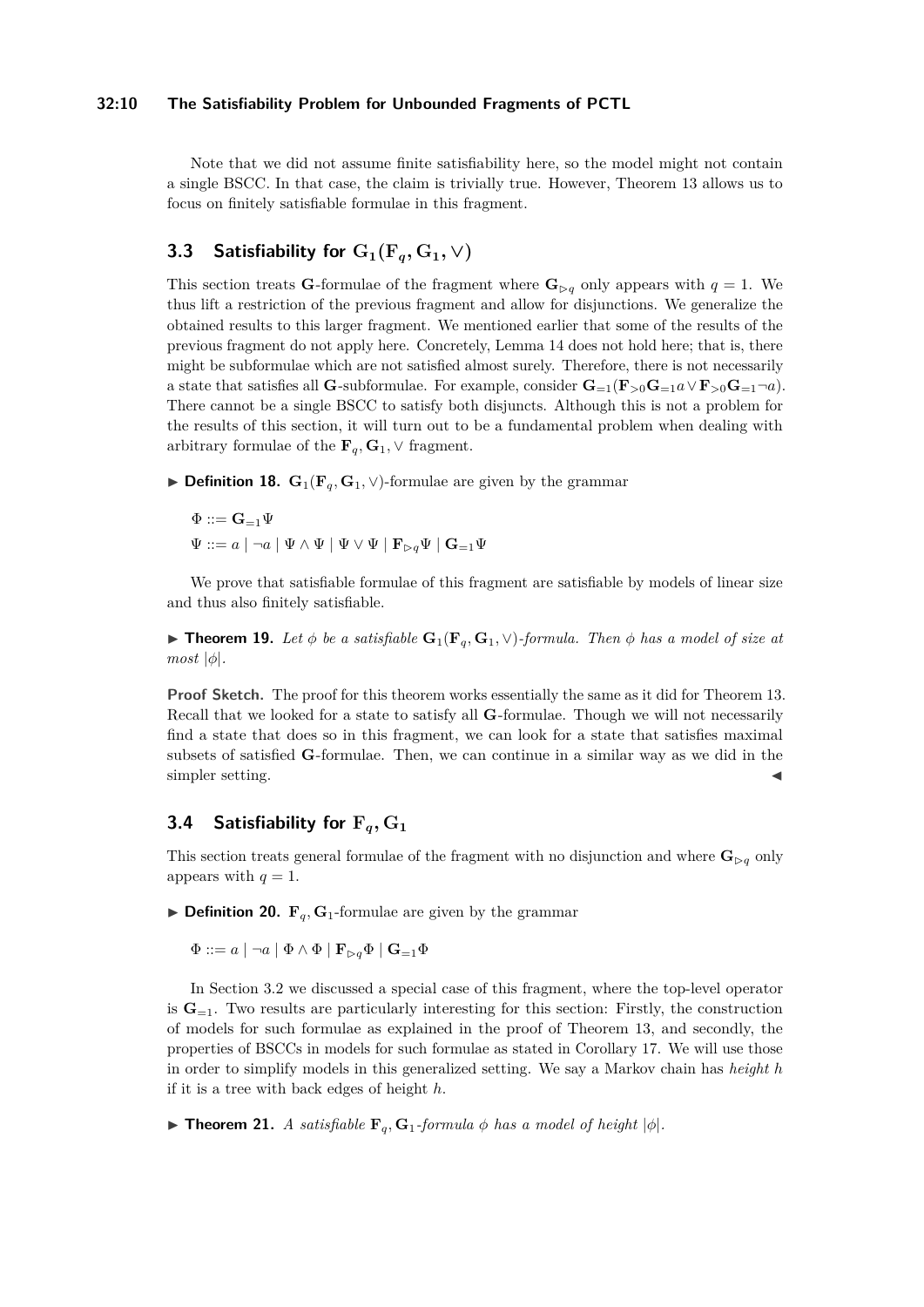Note that we did not assume finite satisfiability here, so the model might not contain a single BSCC. In that case, the claim is trivially true. However, Theorem 13 allows us to focus on finitely satisfiable formulae in this fragment.

## 3.3 Satisfiability for $\mathbf{G_1}(\mathbf{F}_q, \mathbf{G_1}, \vee)$

This section treats **G**-formulae of the fragment where $\mathbf{G}_{\rhd q}$ only appears with $q = 1$. We thus lift a restriction of the previous fragment and allow for disjunctions. We generalize the obtained results to this larger fragment. We mentioned earlier that some of the results of the previous fragment do not apply here. Concretely, Lemma 14 does not hold here; that is, there might be subformulae which are not satisfied almost surely. Therefore, there is not necessarily a state that satisfies all **G**-subformulae. For example, consider $\mathbf{G}_{=1}(\mathbf{F}_{>0}\mathbf{G}_{=1}a \vee \mathbf{F}_{>0}\mathbf{G}_{=1}\neg a)$. There cannot be a single BSCC to satisfy both disjuncts. Although this is not a problem for the results of this section, it will turn out to be a fundamental problem when dealing with arbitrary formulae of the $\mathbf{F}_q, \mathbf{G}_1, \vee$ fragment.

► **Definition 18.** $\mathbf{G}_1(\mathbf{F}_q, \mathbf{G}_1, \vee)$-formulae are given by the grammar

$$\Phi ::= \mathbf{G}_{=1}\Psi$$
$$\Psi ::= a \mid \neg a \mid \Psi \wedge \Psi \mid \Psi \vee \Psi \mid \mathbf{F}_{\rhd q}\Psi \mid \mathbf{G}_{=1}\Psi$$

We prove that satisfiable formulae of this fragment are satisfiable by models of linear size and thus also finitely satisfiable.

► **Theorem 19.** *Let $\phi$ be a satisfiable $\mathbf{G}_1(\mathbf{F}_q, \mathbf{G}_1, \vee)$-formula. Then $\phi$ has a model of size at most $|\phi|$.*

**Proof Sketch.** The proof for this theorem works essentially the same as it did for Theorem 13. Recall that we looked for a state to satisfy all **G**-formulae. Though we will not necessarily find a state that does so in this fragment, we can look for a state that satisfies maximal subsets of satisfied **G**-formulae. Then, we can continue in a similar way as we did in the simpler setting. ◄

## 3.4 Satisfiability for $\mathbf{F}_q, \mathbf{G}_1$

This section treats general formulae of the fragment with no disjunction and where $\mathbf{G}_{\rhd q}$ only appears with $q = 1$.

► **Definition 20.** $\mathbf{F}_q, \mathbf{G}_1$-formulae are given by the grammar

$$\Phi ::= a \mid \neg a \mid \Phi \wedge \Phi \mid \mathbf{F}_{\rhd q}\Phi \mid \mathbf{G}_{=1}\Phi$$

In Section 3.2 we discussed a special case of this fragment, where the top-level operator is $\mathbf{G}_{=1}$. Two results are particularly interesting for this section: Firstly, the construction of models for such formulae as explained in the proof of Theorem 13, and secondly, the properties of BSCCs in models for such formulae as stated in Corollary 17. We will use those in order to simplify models in this generalized setting. We say a Markov chain has *height h* if it is a tree with back edges of height $h$.

► **Theorem 21.** *A satisfiable $\mathbf{F}_q, \mathbf{G}_1$-formula $\phi$ has a model of height $|\phi|$.*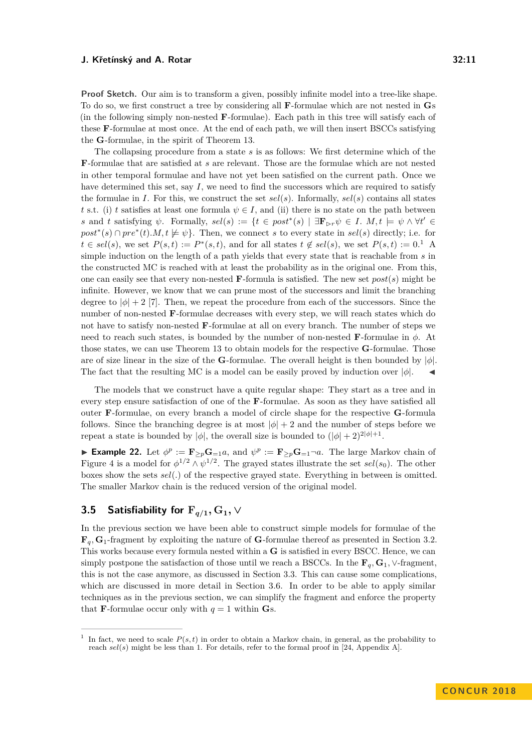**Proof Sketch.** Our aim is to transform a given, possibly infinite model into a tree-like shape. To do so, we first construct a tree by considering all $\mathbf{F}$-formulae which are not nested in $\mathbf{G}$s (in the following simply non-nested $\mathbf{F}$-formulae). Each path in this tree will satisfy each of these $\mathbf{F}$-formulae at most once. At the end of each path, we will then insert BSCCs satisfying the $\mathbf{G}$-formulae, in the spirit of Theorem 13.

The collapsing procedure from a state $s$ is as follows: We first determine which of the $\mathbf{F}$-formulae that are satisfied at $s$ are relevant. Those are the formulae which are not nested in other temporal formulae and have not yet been satisfied on the current path. Once we have determined this set, say $I$, we need to find the successors which are required to satisfy the formulae in $I$. For this, we construct the set $sel(s)$. Informally, $sel(s)$ contains all states $t$ s.t. (i) $t$ satisfies at least one formula $\psi \in I$, and (ii) there is no state on the path between $s$ and $t$ satisfying $\psi$. Formally, $sel(s) := \{t \in post^*(s) \mid \exists \mathbf{F}_{\triangleright r}\psi \in I.\ M, t \models \psi \wedge \forall t' \in post^*(s) \cap pre^*(t). M, t \not\models \psi\}$. Then, we connect $s$ to every state in $sel(s)$ directly; i.e. for $t \in sel(s)$, we set $P(s,t) := P^*(s,t)$, and for all states $t \notin sel(s)$, we set $P(s,t) := 0$.[1] A simple induction on the length of a path yields that every state that is reachable from $s$ in the constructed MC is reached with at least the probability as in the original one. From this, one can easily see that every non-nested $\mathbf{F}$-formula is satisfied. The new set $post(s)$ might be infinite. However, we know that we can prune most of the successors and limit the branching degree to $|\phi| + 2$ [7]. Then, we repeat the procedure from each of the successors. Since the number of non-nested $\mathbf{F}$-formulae decreases with every step, we will reach states which do not have to satisfy non-nested $\mathbf{F}$-formulae at all on every branch. The number of steps we need to reach such states, is bounded by the number of non-nested $\mathbf{F}$-formulae in $\phi$. At those states, we can use Theorem 13 to obtain models for the respective $\mathbf{G}$-formulae. Those are of size linear in the size of the $\mathbf{G}$-formulae. The overall height is then bounded by $|\phi|$. The fact that the resulting MC is a model can be easily proved by induction over $|\phi|$. ◀

The models that we construct have a quite regular shape: They start as a tree and in every step ensure satisfaction of one of the $\mathbf{F}$-formulae. As soon as they have satisfied all outer $\mathbf{F}$-formulae, on every branch a model of circle shape for the respective $\mathbf{G}$-formula follows. Since the branching degree is at most $|\phi| + 2$ and the number of steps before we repeat a state is bounded by $|\phi|$, the overall size is bounded to $(|\phi| + 2)^{2|\phi|+1}$.

▶ **Example 22.** Let $\phi^p := \mathbf{F}_{\geq p}\mathbf{G}_{=1}a$, and $\psi^p := \mathbf{F}_{\geq p}\mathbf{G}_{=1}\neg a$. The large Markov chain of Figure 4 is a model for $\phi^{1/2} \wedge \psi^{1/2}$. The grayed states illustrate the set $sel(s_0)$. The other boxes show the sets $sel(.)$ of the respective grayed state. Everything in between is omitted. The smaller Markov chain is the reduced version of the original model.

## 3.5 Satisfiability for $\mathbf{F}_{q/1}, \mathbf{G}_1, \vee$

In the previous section we have been able to construct simple models for formulae of the $\mathbf{F}_q, \mathbf{G}_1$-fragment by exploiting the nature of $\mathbf{G}$-formulae thereof as presented in Section 3.2. This works because every formula nested within a $\mathbf{G}$ is satisfied in every BSCC. Hence, we can simply postpone the satisfaction of those until we reach a BSCCs. In the $\mathbf{F}_q, \mathbf{G}_1, \vee$-fragment, this is not the case anymore, as discussed in Section 3.3. This can cause some complications, which are discussed in more detail in Section 3.6. In order to be able to apply similar techniques as in the previous section, we can simplify the fragment and enforce the property that $\mathbf{F}$-formulae occur only with $q = 1$ within $\mathbf{G}$s.

[1] In fact, we need to scale $P(s,t)$ in order to obtain a Markov chain, in general, as the probability to reach $sel(s)$ might be less than 1. For details, refer to the formal proof in [24, Appendix A].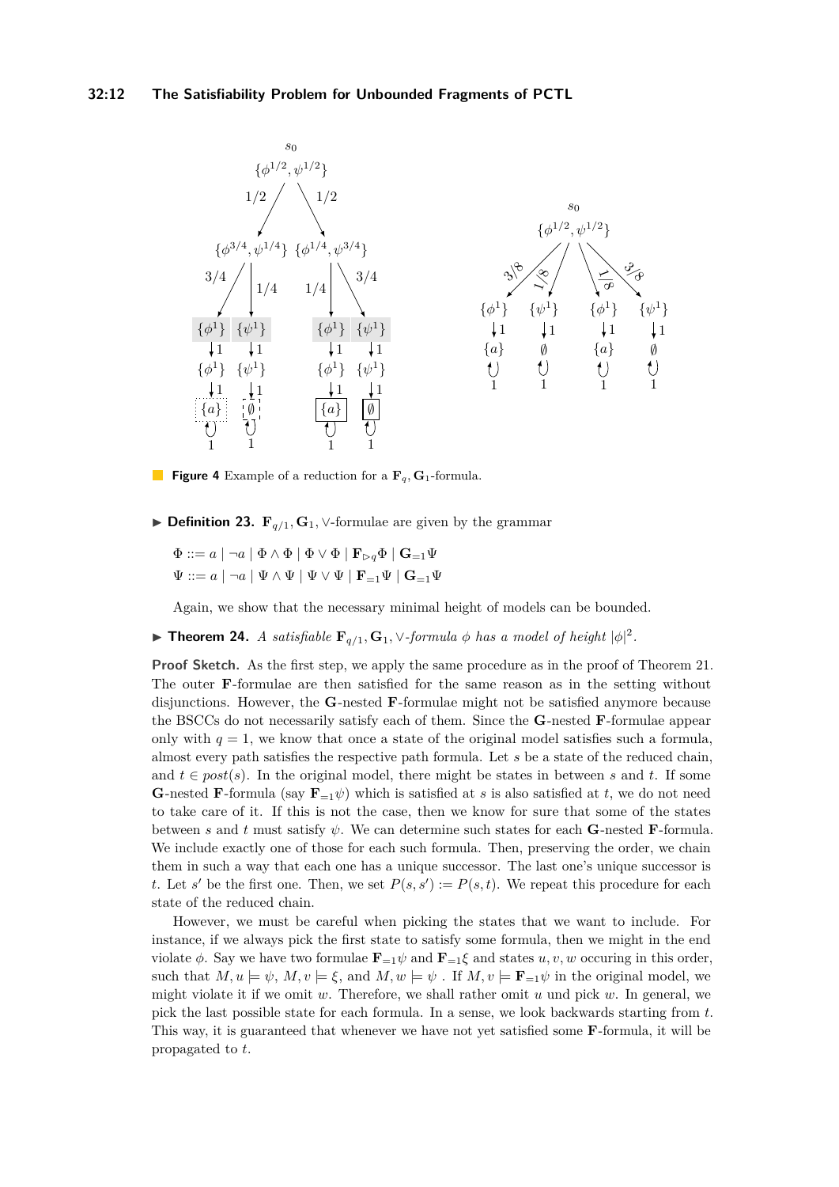$s_0$

$\{\phi^{1/2}, \psi^{1/2}\}$

1/2 1/2

$\{\phi^{3/4}, \psi^{1/4}\}$ $\{\phi^{1/4}, \psi^{3/4}\}$

3/4 1/4 1/4 3/4

$\{\phi^1\}$ $\{\psi^1\}$ $\{\phi^1\}$ $\{\psi^1\}$

1 1 1 1

$\{\phi^1\}$ $\{\psi^1\}$ $\{\phi^1\}$ $\{\psi^1\}$

1 1 1 1

$\{a\}$ $\emptyset$ $\{a\}$ $\emptyset$

1 1 1 1

$s_0$

$\{\phi^{1/2}, \psi^{1/2}\}$

3/8 1/8 1/8 3/8

$\{\phi^1\}$ $\{\psi^1\}$ $\{\phi^1\}$ $\{\psi^1\}$

1 1 1 1

$\{a\}$ $\emptyset$ $\{a\}$ $\emptyset$

1 1 1 1

**Figure 4** Example of a reduction for a $\mathbf{F}_q, \mathbf{G}_1$-formula.

▶ **Definition 23.** $\mathbf{F}_{q/1}, \mathbf{G}_1, \vee$-formulae are given by the grammar

$$\Phi ::= a \mid \neg a \mid \Phi \wedge \Phi \mid \Phi \vee \Phi \mid \mathbf{F}_{\triangleright q}\Phi \mid \mathbf{G}_{=1}\Psi$$
$$\Psi ::= a \mid \neg a \mid \Psi \wedge \Psi \mid \Psi \vee \Psi \mid \mathbf{F}_{=1}\Psi \mid \mathbf{G}_{=1}\Psi$$

Again, we show that the necessary minimal height of models can be bounded.

▶ **Theorem 24.** *A satisfiable $\mathbf{F}_{q/1}, \mathbf{G}_1, \vee$-formula $\phi$ has a model of height $|\phi|^2$.*

**Proof Sketch.** As the first step, we apply the same procedure as in the proof of Theorem 21. The outer **F**-formulae are then satisfied for the same reason as in the setting without disjunctions. However, the **G**-nested **F**-formulae might not be satisfied anymore because the BSCCs do not necessarily satisfy each of them. Since the **G**-nested **F**-formulae appear only with $q = 1$, we know that once a state of the original model satisfies such a formula, almost every path satisfies the respective path formula. Let $s$ be a state of the reduced chain, and $t \in post(s)$. In the original model, there might be states in between $s$ and $t$. If some **G**-nested **F**-formula (say $\mathbf{F}_{=1}\psi$) which is satisfied at $s$ is also satisfied at $t$, we do not need to take care of it. If this is not the case, then we know for sure that some of the states between $s$ and $t$ must satisfy $\psi$. We can determine such states for each **G**-nested **F**-formula. We include exactly one of those for each such formula. Then, preserving the order, we chain them in such a way that each one has a unique successor. The last one's unique successor is $t$. Let $s'$ be the first one. Then, we set $P(s, s') := P(s, t)$. We repeat this procedure for each state of the reduced chain.

However, we must be careful when picking the states that we want to include. For instance, if we always pick the first state to satisfy some formula, then we might in the end violate $\phi$. Say we have two formulae $\mathbf{F}_{=1}\psi$ and $\mathbf{F}_{=1}\xi$ and states $u, v, w$ occuring in this order, such that $M, u \models \psi$, $M, v \models \xi$, and $M, w \models \psi$ . If $M, v \models \mathbf{F}_{=1}\psi$ in the original model, we might violate it if we omit $w$. Therefore, we shall rather omit $u$ und pick $w$. In general, we pick the last possible state for each formula. In a sense, we look backwards starting from $t$. This way, it is guaranteed that whenever we have not yet satisfied some **F**-formula, it will be propagated to $t$.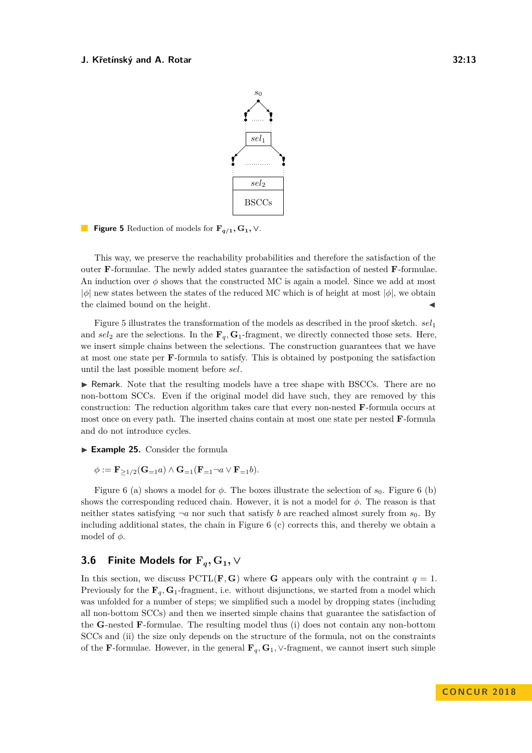$s_0$

$sel_1$

$sel_2$

BSCCs

**Figure 5** Reduction of models for $\mathbf{F}_{q/1}, \mathbf{G}_1, \vee$.

This way, we preserve the reachability probabilities and therefore the satisfaction of the outer **F**-formulae. The newly added states guarantee the satisfaction of nested **F**-formulae. An induction over $\phi$ shows that the constructed MC is again a model. Since we add at most $|\phi|$ new states between the states of the reduced MC which is of height at most $|\phi|$, we obtain the claimed bound on the height. ◀

Figure 5 illustrates the transformation of the models as described in the proof sketch. $sel_1$ and $sel_2$ are the selections. In the $\mathbf{F}_q, \mathbf{G}_1$-fragment, we directly connected those sets. Here, we insert simple chains between the selections. The construction guarantees that we have at most one state per **F**-formula to satisfy. This is obtained by postponing the satisfaction until the last possible moment before $sel$.

▶ Remark. Note that the resulting models have a tree shape with BSCCs. There are no non-bottom SCCs. Even if the original model did have such, they are removed by this construction: The reduction algorithm takes care that every non-nested **F**-formula occurs at most once on every path. The inserted chains contain at most one state per nested **F**-formula and do not introduce cycles.

▶ **Example 25.** Consider the formula

$$\phi := \mathbf{F}_{\geq 1/2}(\mathbf{G}_{=1}a) \wedge \mathbf{G}_{=1}(\mathbf{F}_{=1}\neg a \vee \mathbf{F}_{=1}b).$$

Figure 6 (a) shows a model for $\phi$. The boxes illustrate the selection of $s_0$. Figure 6 (b) shows the corresponding reduced chain. However, it is not a model for $\phi$. The reason is that neither states satisfying $\neg a$ nor such that satisfy $b$ are reached almost surely from $s_0$. By including additional states, the chain in Figure 6 (c) corrects this, and thereby we obtain a model of $\phi$.

## 3.6 Finite Models for $\mathbf{F}_q, \mathbf{G}_1, \vee$

In this section, we discuss PCTL($\mathbf{F}, \mathbf{G}$) where **G** appears only with the contraint $q = 1$. Previously for the $\mathbf{F}_q, \mathbf{G}_1$-fragment, i.e. without disjunctions, we started from a model which was unfolded for a number of steps; we simplified such a model by dropping states (including all non-bottom SCCs) and then we inserted simple chains that guarantee the satisfaction of the **G**-nested **F**-formulae. The resulting model thus (i) does not contain any non-bottom SCCs and (ii) the size only depends on the structure of the formula, not on the constraints of the **F**-formulae. However, in the general $\mathbf{F}_q, \mathbf{G}_1, \vee$-fragment, we cannot insert such simple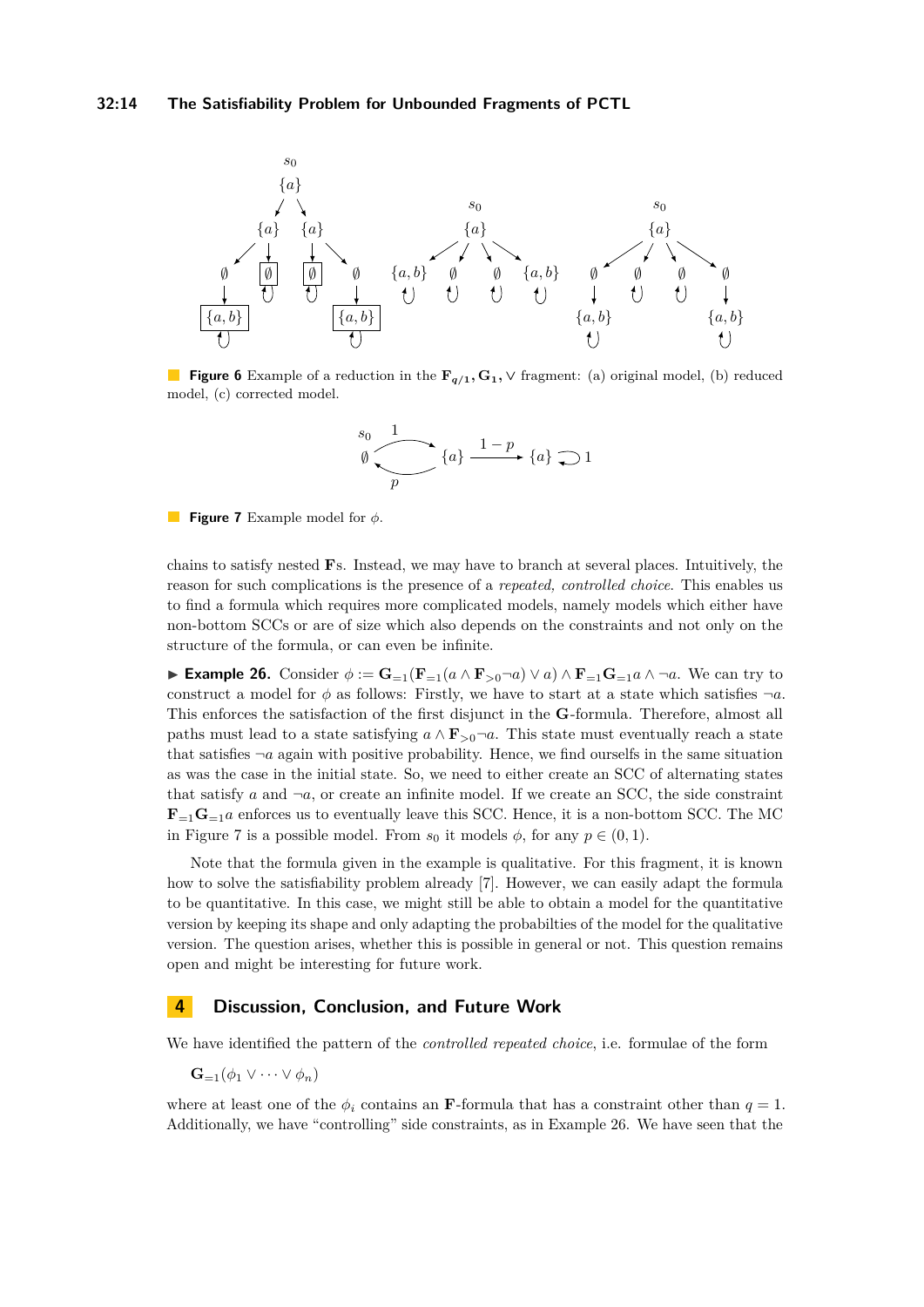Figure 6 Example of a reduction in the $\mathbf{F_{q/1}}, \mathbf{G_1}, \vee$ fragment: (a) original model, (b) reduced model, (c) corrected model.

Figure 7 Example model for $\phi$.

chains to satisfy nested $\mathbf{F}$s. Instead, we may have to branch at several places. Intuitively, the reason for such complications is the presence of a *repeated, controlled choice*. This enables us to find a formula which requires more complicated models, namely models which either have non-bottom SCCs or are of size which also depends on the constraints and not only on the structure of the formula, or can even be infinite.

▶ **Example 26.** Consider $\phi := \mathbf{G}_{=1}(\mathbf{F}_{=1}(a \wedge \mathbf{F}_{>0}\neg a) \vee a) \wedge \mathbf{F}_{=1}\mathbf{G}_{=1}a \wedge \neg a$. We can try to construct a model for $\phi$ as follows: Firstly, we have to start at a state which satisfies $\neg a$. This enforces the satisfaction of the first disjunct in the $\mathbf{G}$-formula. Therefore, almost all paths must lead to a state satisfying $a \wedge \mathbf{F}_{>0}\neg a$. This state must eventually reach a state that satisfies $\neg a$ again with positive probability. Hence, we find ourselfs in the same situation as was the case in the initial state. So, we need to either create an SCC of alternating states that satisfy $a$ and $\neg a$, or create an infinite model. If we create an SCC, the side constraint $\mathbf{F}_{=1}\mathbf{G}_{=1}a$ enforces us to eventually leave this SCC. Hence, it is a non-bottom SCC. The MC in Figure 7 is a possible model. From $s_0$ it models $\phi$, for any $p \in (0, 1)$.

Note that the formula given in the example is qualitative. For this fragment, it is known how to solve the satisfiability problem already [7]. However, we can easily adapt the formula to be quantitative. In this case, we might still be able to obtain a model for the quantitative version by keeping its shape and only adapting the probabilties of the model for the qualitative version. The question arises, whether this is possible in general or not. This question remains open and might be interesting for future work.

## 4 Discussion, Conclusion, and Future Work

We have identified the pattern of the *controlled repeated choice*, i.e. formulae of the form

$$\mathbf{G}_{=1}(\phi_1 \vee \cdots \vee \phi_n)$$

where at least one of the $\phi_i$ contains an $\mathbf{F}$-formula that has a constraint other than $q = 1$. Additionally, we have "controlling" side constraints, as in Example 26. We have seen that the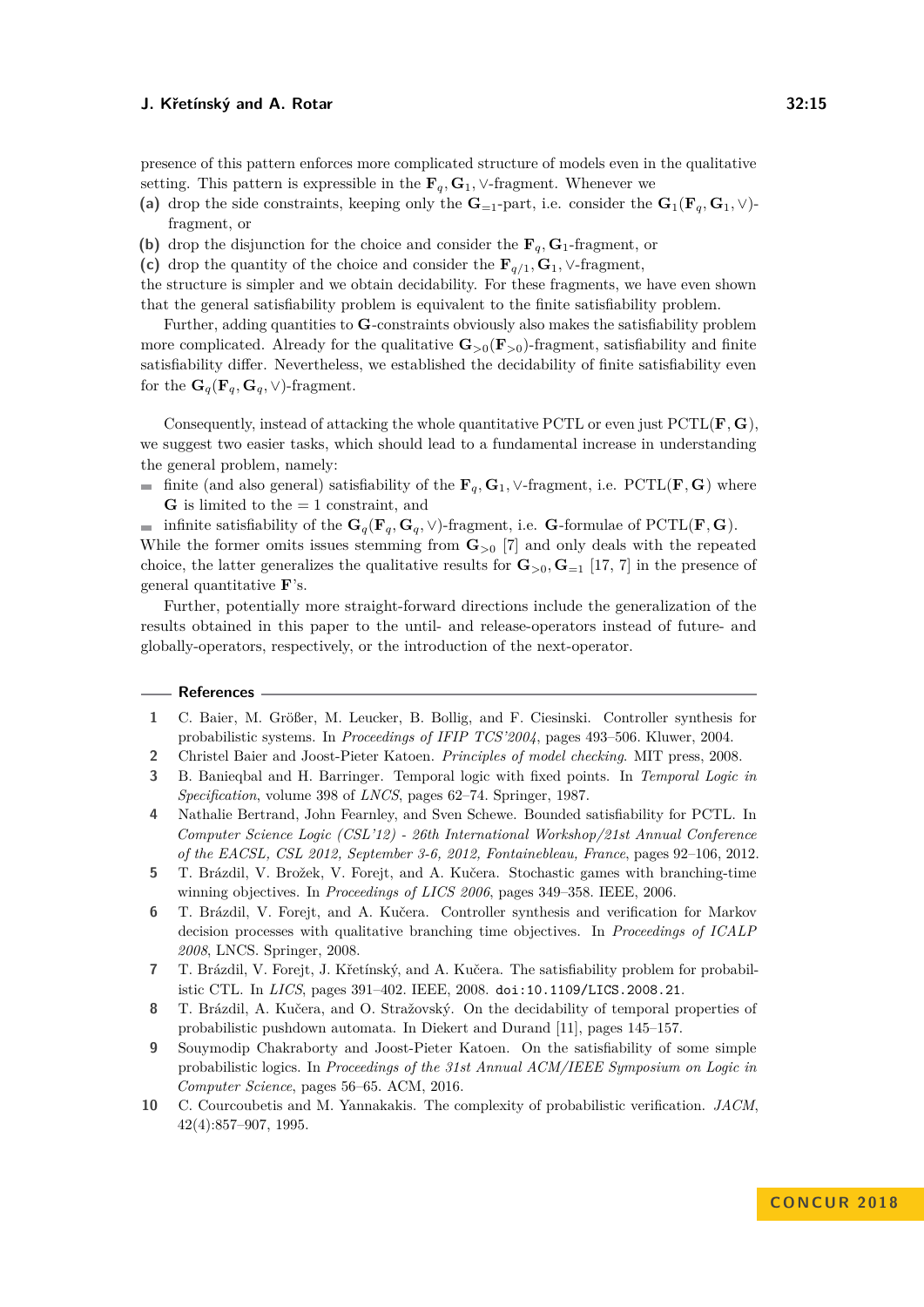presence of this pattern enforces more complicated structure of models even in the qualitative setting. This pattern is expressible in the $\mathbf{F}_q, \mathbf{G}_1, \vee$-fragment. Whenever we

**(a)** drop the side constraints, keeping only the $\mathbf{G}_{=1}$-part, i.e. consider the $\mathbf{G}_1(\mathbf{F}_q, \mathbf{G}_1, \vee)$-fragment, or

**(b)** drop the disjunction for the choice and consider the $\mathbf{F}_q, \mathbf{G}_1$-fragment, or

**(c)** drop the quantity of the choice and consider the $\mathbf{F}_{q/1}, \mathbf{G}_1, \vee$-fragment,

the structure is simpler and we obtain decidability. For these fragments, we have even shown that the general satisfiability problem is equivalent to the finite satisfiability problem.

Further, adding quantities to $\mathbf{G}$-constraints obviously also makes the satisfiability problem more complicated. Already for the qualitative $\mathbf{G}_{>0}(\mathbf{F}_{>0})$-fragment, satisfiability and finite satisfiability differ. Nevertheless, we established the decidability of finite satisfiability even for the $\mathbf{G}_q(\mathbf{F}_q, \mathbf{G}_q, \vee)$-fragment.

Consequently, instead of attacking the whole quantitative PCTL or even just PCTL($\mathbf{F}, \mathbf{G}$), we suggest two easier tasks, which should lead to a fundamental increase in understanding the general problem, namely:

- finite (and also general) satisfiability of the $\mathbf{F}_q, \mathbf{G}_1, \vee$-fragment, i.e. PCTL($\mathbf{F}, \mathbf{G}$) where $\mathbf{G}$ is limited to the $= 1$ constraint, and
- infinite satisfiability of the $\mathbf{G}_q(\mathbf{F}_q, \mathbf{G}_q, \vee)$-fragment, i.e. $\mathbf{G}$-formulae of PCTL($\mathbf{F}, \mathbf{G}$).

While the former omits issues stemming from $\mathbf{G}_{>0}$ [7] and only deals with the repeated choice, the latter generalizes the qualitative results for $\mathbf{G}_{>0}, \mathbf{G}_{=1}$ [17, 7] in the presence of general quantitative $\mathbf{F}$'s.

Further, potentially more straight-forward directions include the generalization of the results obtained in this paper to the until- and release-operators instead of future- and globally-operators, respectively, or the introduction of the next-operator.

## References

1. C. Baier, M. Größer, M. Leucker, B. Bollig, and F. Ciesinski. Controller synthesis for probabilistic systems. In *Proceedings of IFIP TCS'2004*, pages 493–506. Kluwer, 2004.
2. Christel Baier and Joost-Pieter Katoen. *Principles of model checking*. MIT press, 2008.
3. B. Banieqbal and H. Barringer. Temporal logic with fixed points. In *Temporal Logic in Specification*, volume 398 of *LNCS*, pages 62–74. Springer, 1987.
4. Nathalie Bertrand, John Fearnley, and Sven Schewe. Bounded satisfiability for PCTL. In *Computer Science Logic (CSL'12) - 26th International Workshop/21st Annual Conference of the EACSL, CSL 2012, September 3-6, 2012, Fontainebleau, France*, pages 92–106, 2012.
5. T. Brázdil, V. Brožek, V. Forejt, and A. Kučera. Stochastic games with branching-time winning objectives. In *Proceedings of LICS 2006*, pages 349–358. IEEE, 2006.
6. T. Brázdil, V. Forejt, and A. Kučera. Controller synthesis and verification for Markov decision processes with qualitative branching time objectives. In *Proceedings of ICALP 2008*, LNCS. Springer, 2008.
7. T. Brázdil, V. Forejt, J. Křetínský, and A. Kučera. The satisfiability problem for probabilistic CTL. In *LICS*, pages 391–402. IEEE, 2008. `doi:10.1109/LICS.2008.21`.
8. T. Brázdil, A. Kučera, and O. Stražovský. On the decidability of temporal properties of probabilistic pushdown automata. In Diekert and Durand [11], pages 145–157.
9. Souymodip Chakraborty and Joost-Pieter Katoen. On the satisfiability of some simple probabilistic logics. In *Proceedings of the 31st Annual ACM/IEEE Symposium on Logic in Computer Science*, pages 56–65. ACM, 2016.
10. C. Courcoubetis and M. Yannakakis. The complexity of probabilistic verification. *JACM*, 42(4):857–907, 1995.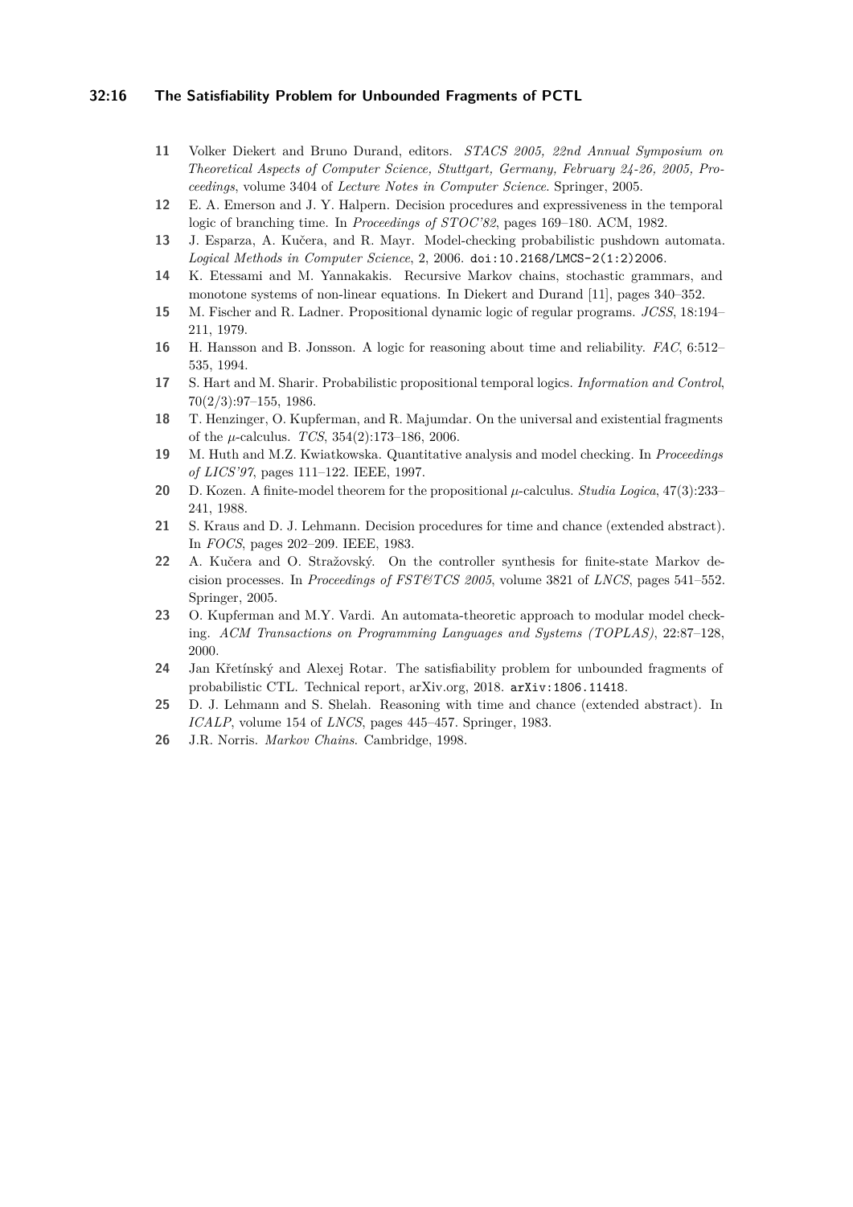11 Volker Diekert and Bruno Durand, editors. *STACS 2005, 22nd Annual Symposium on Theoretical Aspects of Computer Science, Stuttgart, Germany, February 24-26, 2005, Proceedings*, volume 3404 of *Lecture Notes in Computer Science*. Springer, 2005.

12 E. A. Emerson and J. Y. Halpern. Decision procedures and expressiveness in the temporal logic of branching time. In *Proceedings of STOC'82*, pages 169–180. ACM, 1982.

13 J. Esparza, A. Kučera, and R. Mayr. Model-checking probabilistic pushdown automata. *Logical Methods in Computer Science*, 2, 2006. doi:10.2168/LMCS-2(1:2)2006.

14 K. Etessami and M. Yannakakis. Recursive Markov chains, stochastic grammars, and monotone systems of non-linear equations. In Diekert and Durand [11], pages 340–352.

15 M. Fischer and R. Ladner. Propositional dynamic logic of regular programs. *JCSS*, 18:194–211, 1979.

16 H. Hansson and B. Jonsson. A logic for reasoning about time and reliability. *FAC*, 6:512–535, 1994.

17 S. Hart and M. Sharir. Probabilistic propositional temporal logics. *Information and Control*, 70(2/3):97–155, 1986.

18 T. Henzinger, O. Kupferman, and R. Majumdar. On the universal and existential fragments of the $\mu$-calculus. *TCS*, 354(2):173–186, 2006.

19 M. Huth and M.Z. Kwiatkowska. Quantitative analysis and model checking. In *Proceedings of LICS'97*, pages 111–122. IEEE, 1997.

20 D. Kozen. A finite-model theorem for the propositional $\mu$-calculus. *Studia Logica*, 47(3):233–241, 1988.

21 S. Kraus and D. J. Lehmann. Decision procedures for time and chance (extended abstract). In *FOCS*, pages 202–209. IEEE, 1983.

22 A. Kučera and O. Stražovský. On the controller synthesis for finite-state Markov decision processes. In *Proceedings of FST&TCS 2005*, volume 3821 of *LNCS*, pages 541–552. Springer, 2005.

23 O. Kupferman and M.Y. Vardi. An automata-theoretic approach to modular model checking. *ACM Transactions on Programming Languages and Systems (TOPLAS)*, 22:87–128, 2000.

24 Jan Křetínský and Alexej Rotar. The satisfiability problem for unbounded fragments of probabilistic CTL. Technical report, arXiv.org, 2018. arXiv:1806.11418.

25 D. J. Lehmann and S. Shelah. Reasoning with time and chance (extended abstract). In *ICALP*, volume 154 of *LNCS*, pages 445–457. Springer, 1983.

26 J.R. Norris. *Markov Chains*. Cambridge, 1998.